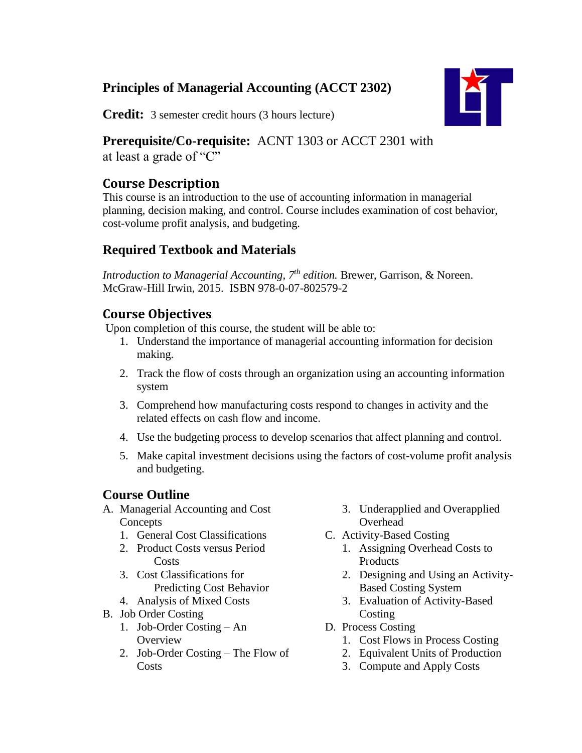# Principles of Managerial Accounting (ACCT 2302)

**Credit:** 3 semester credit hours (3 hours lecture)

**Prerequisite/Co-requisite:** ACNT 1303 or ACCT 2301 with at least a grade of "C"

## Course Description

This course is an introduction to the use of accounting information in managerial planning, decision making, and control. Course includes examination of cost behavior, cost-volume profit analysis, and budgeting.

## Required Textbook and Materials

*Introduction to Managerial Accounting, 7th edition.* Brewer, Garrison, & Noreen. McGraw-Hill Irwin, 2015. ISBN 978-0-07-802579-2

## Course Objectives

Upon completion of this course, the student will be able to:

1. Understand the importance of managerial accounting information for decision making.
2. Track the flow of costs through an organization using an accounting information system
3. Comprehend how manufacturing costs respond to changes in activity and the related effects on cash flow and income.
4. Use the budgeting process to develop scenarios that affect planning and control.
5. Make capital investment decisions using the factors of cost-volume profit analysis and budgeting.

## Course Outline

A. Managerial Accounting and Cost Concepts
   1. General Cost Classifications
   2. Product Costs versus Period Costs
   3. Cost Classifications for Predicting Cost Behavior
   4. Analysis of Mixed Costs

B. Job Order Costing
   1. Job-Order Costing – An Overview
   2. Job-Order Costing – The Flow of Costs
   3. Underapplied and Overapplied Overhead

C. Activity-Based Costing
   1. Assigning Overhead Costs to Products
   2. Designing and Using an Activity-Based Costing System
   3. Evaluation of Activity-Based Costing

D. Process Costing
   1. Cost Flows in Process Costing
   2. Equivalent Units of Production
   3. Compute and Apply Costs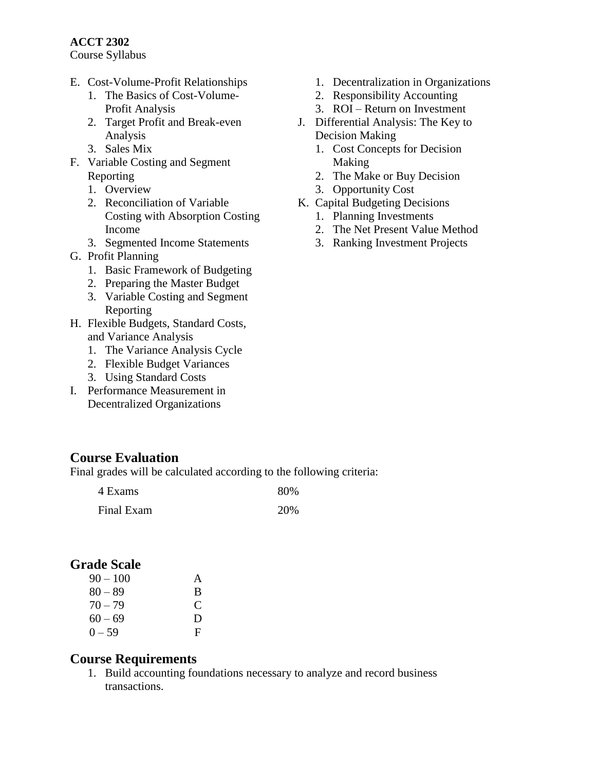E. Cost-Volume-Profit Relationships
   1. The Basics of Cost-Volume-Profit Analysis
   2. Target Profit and Break-even Analysis
   3. Sales Mix
F. Variable Costing and Segment Reporting
   1. Overview
   2. Reconciliation of Variable Costing with Absorption Costing Income
   3. Segmented Income Statements
G. Profit Planning
   1. Basic Framework of Budgeting
   2. Preparing the Master Budget
   3. Variable Costing and Segment Reporting
H. Flexible Budgets, Standard Costs, and Variance Analysis
   1. The Variance Analysis Cycle
   2. Flexible Budget Variances
   3. Using Standard Costs
I. Performance Measurement in Decentralized Organizations
   1. Decentralization in Organizations
   2. Responsibility Accounting
   3. ROI – Return on Investment
J. Differential Analysis: The Key to Decision Making
   1. Cost Concepts for Decision Making
   2. The Make or Buy Decision
   3. Opportunity Cost
K. Capital Budgeting Decisions
   1. Planning Investments
   2. The Net Present Value Method
   3. Ranking Investment Projects

## Course Evaluation

Final grades will be calculated according to the following criteria:

| | |
|---|---|
| 4 Exams | 80% |
| Final Exam | 20% |

## Grade Scale

| | |
|---|---|
| 90 – 100 | A |
| 80 – 89 | B |
| 70 – 79 | C |
| 60 – 69 | D |
| 0 – 59 | F |

## Course Requirements

1. Build accounting foundations necessary to analyze and record business transactions.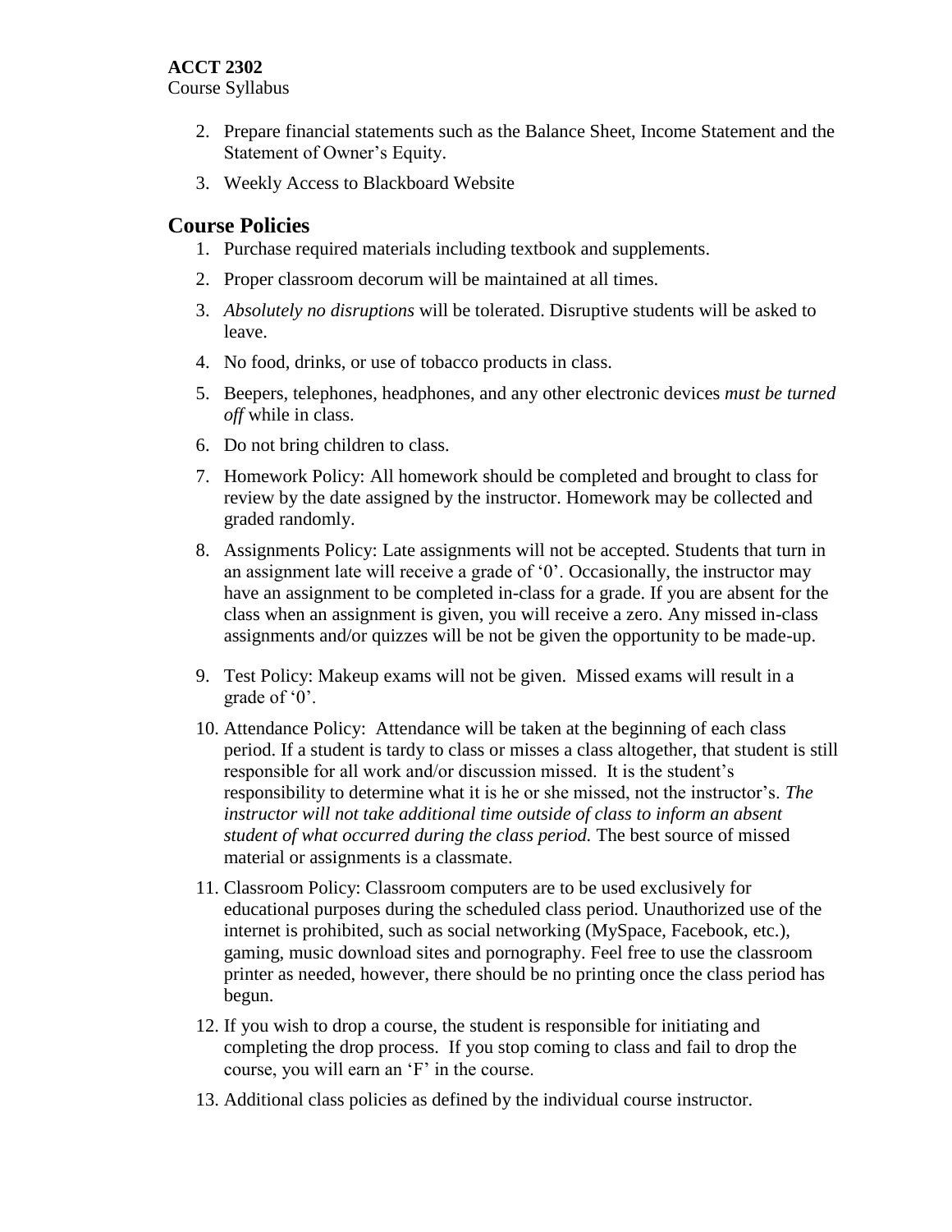2. Prepare financial statements such as the Balance Sheet, Income Statement and the Statement of Owner's Equity.
3. Weekly Access to Blackboard Website

## Course Policies

1. Purchase required materials including textbook and supplements.
2. Proper classroom decorum will be maintained at all times.
3. *Absolutely no disruptions* will be tolerated. Disruptive students will be asked to leave.
4. No food, drinks, or use of tobacco products in class.
5. Beepers, telephones, headphones, and any other electronic devices *must be turned off* while in class.
6. Do not bring children to class.
7. Homework Policy: All homework should be completed and brought to class for review by the date assigned by the instructor. Homework may be collected and graded randomly.
8. Assignments Policy: Late assignments will not be accepted. Students that turn in an assignment late will receive a grade of '0'. Occasionally, the instructor may have an assignment to be completed in-class for a grade. If you are absent for the class when an assignment is given, you will receive a zero. Any missed in-class assignments and/or quizzes will be not be given the opportunity to be made-up.
9. Test Policy: Makeup exams will not be given. Missed exams will result in a grade of '0'.
10. Attendance Policy: Attendance will be taken at the beginning of each class period. If a student is tardy to class or misses a class altogether, that student is still responsible for all work and/or discussion missed. It is the student's responsibility to determine what it is he or she missed, not the instructor's. *The instructor will not take additional time outside of class to inform an absent student of what occurred during the class period.* The best source of missed material or assignments is a classmate.
11. Classroom Policy: Classroom computers are to be used exclusively for educational purposes during the scheduled class period. Unauthorized use of the internet is prohibited, such as social networking (MySpace, Facebook, etc.), gaming, music download sites and pornography. Feel free to use the classroom printer as needed, however, there should be no printing once the class period has begun.
12. If you wish to drop a course, the student is responsible for initiating and completing the drop process. If you stop coming to class and fail to drop the course, you will earn an 'F' in the course.
13. Additional class policies as defined by the individual course instructor.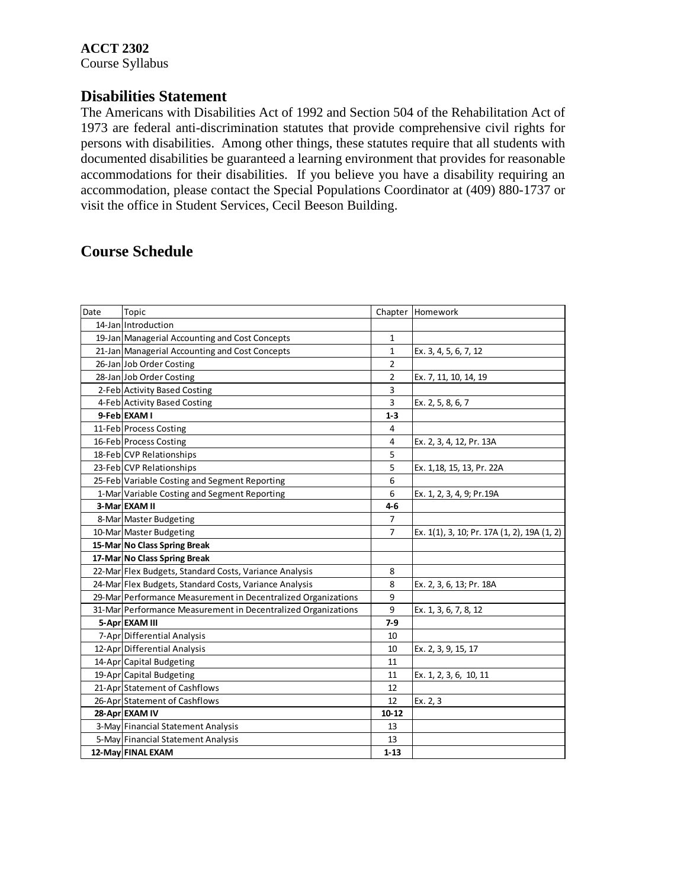**ACCT 2302**
Course Syllabus

## Disabilities Statement

The Americans with Disabilities Act of 1992 and Section 504 of the Rehabilitation Act of 1973 are federal anti-discrimination statutes that provide comprehensive civil rights for persons with disabilities. Among other things, these statutes require that all students with documented disabilities be guaranteed a learning environment that provides for reasonable accommodations for their disabilities. If you believe you have a disability requiring an accommodation, please contact the Special Populations Coordinator at (409) 880-1737 or visit the office in Student Services, Cecil Beeson Building.

## Course Schedule

| Date | Topic | Chapter | Homework |
|---|---|---|---|
| 14-Jan | Introduction | | |
| 19-Jan | Managerial Accounting and Cost Concepts | 1 | |
| 21-Jan | Managerial Accounting and Cost Concepts | 1 | Ex. 3, 4, 5, 6, 7, 12 |
| 26-Jan | Job Order Costing | 2 | |
| 28-Jan | Job Order Costing | 2 | Ex. 7, 11, 10, 14, 19 |
| 2-Feb | Activity Based Costing | 3 | |
| 4-Feb | Activity Based Costing | 3 | Ex. 2, 5, 8, 6, 7 |
| **9-Feb** | **EXAM I** | **1-3** | |
| 11-Feb | Process Costing | 4 | |
| 16-Feb | Process Costing | 4 | Ex. 2, 3, 4, 12, Pr. 13A |
| 18-Feb | CVP Relationships | 5 | |
| 23-Feb | CVP Relationships | 5 | Ex. 1,18, 15, 13, Pr. 22A |
| 25-Feb | Variable Costing and Segment Reporting | 6 | |
| 1-Mar | Variable Costing and Segment Reporting | 6 | Ex. 1, 2, 3, 4, 9; Pr.19A |
| **3-Mar** | **EXAM II** | **4-6** | |
| 8-Mar | Master Budgeting | 7 | |
| 10-Mar | Master Budgeting | 7 | Ex. 1(1), 3, 10; Pr. 17A (1, 2), 19A (1, 2) |
| **15-Mar** | **No Class Spring Break** | | |
| **17-Mar** | **No Class Spring Break** | | |
| 22-Mar | Flex Budgets, Standard Costs, Variance Analysis | 8 | |
| 24-Mar | Flex Budgets, Standard Costs, Variance Analysis | 8 | Ex. 2, 3, 6, 13; Pr. 18A |
| 29-Mar | Performance Measurement in Decentralized Organizations | 9 | |
| 31-Mar | Performance Measurement in Decentralized Organizations | 9 | Ex. 1, 3, 6, 7, 8, 12 |
| **5-Apr** | **EXAM III** | **7-9** | |
| 7-Apr | Differential Analysis | 10 | |
| 12-Apr | Differential Analysis | 10 | Ex. 2, 3, 9, 15, 17 |
| 14-Apr | Capital Budgeting | 11 | |
| 19-Apr | Capital Budgeting | 11 | Ex. 1, 2, 3, 6, 10, 11 |
| 21-Apr | Statement of Cashflows | 12 | |
| 26-Apr | Statement of Cashflows | 12 | Ex. 2, 3 |
| **28-Apr** | **EXAM IV** | **10-12** | |
| 3-May | Financial Statement Analysis | 13 | |
| 5-May | Financial Statement Analysis | 13 | |
| **12-May** | **FINAL EXAM** | **1-13** | |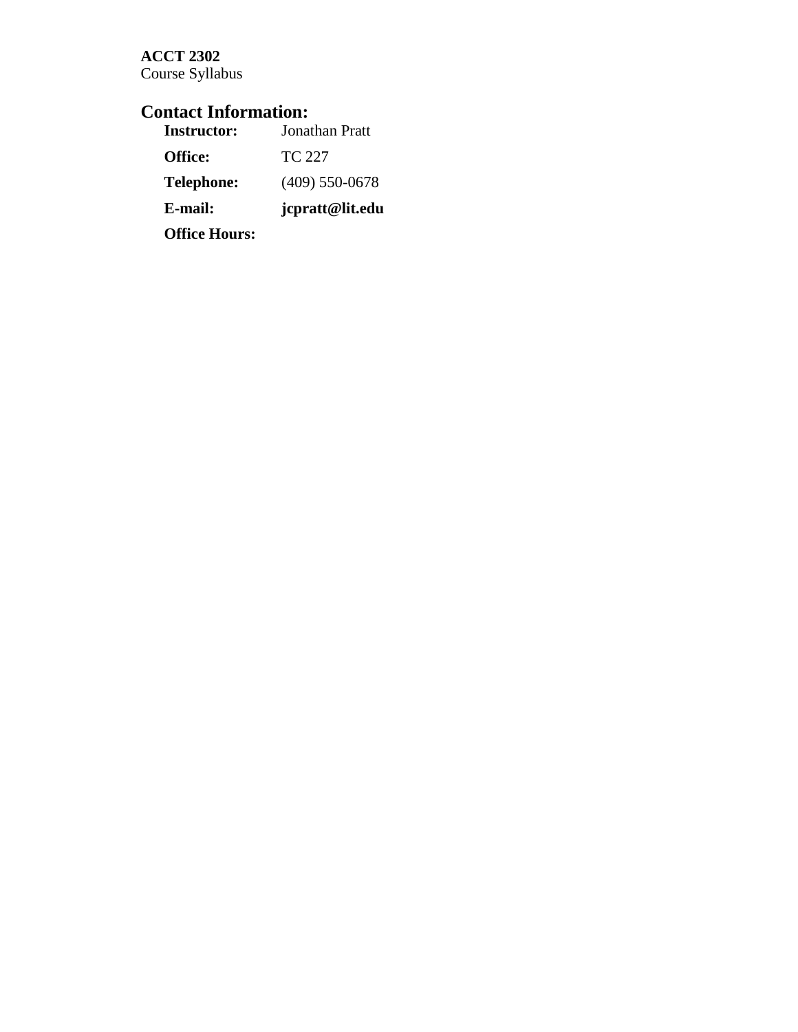**ACCT 2302**
Course Syllabus

## Contact Information:

| | |
|---|---|
| **Instructor:** | Jonathan Pratt |
| **Office:** | TC 227 |
| **Telephone:** | (409) 550-0678 |
| **E-mail:** | **jcpratt@lit.edu** |
| **Office Hours:** | |